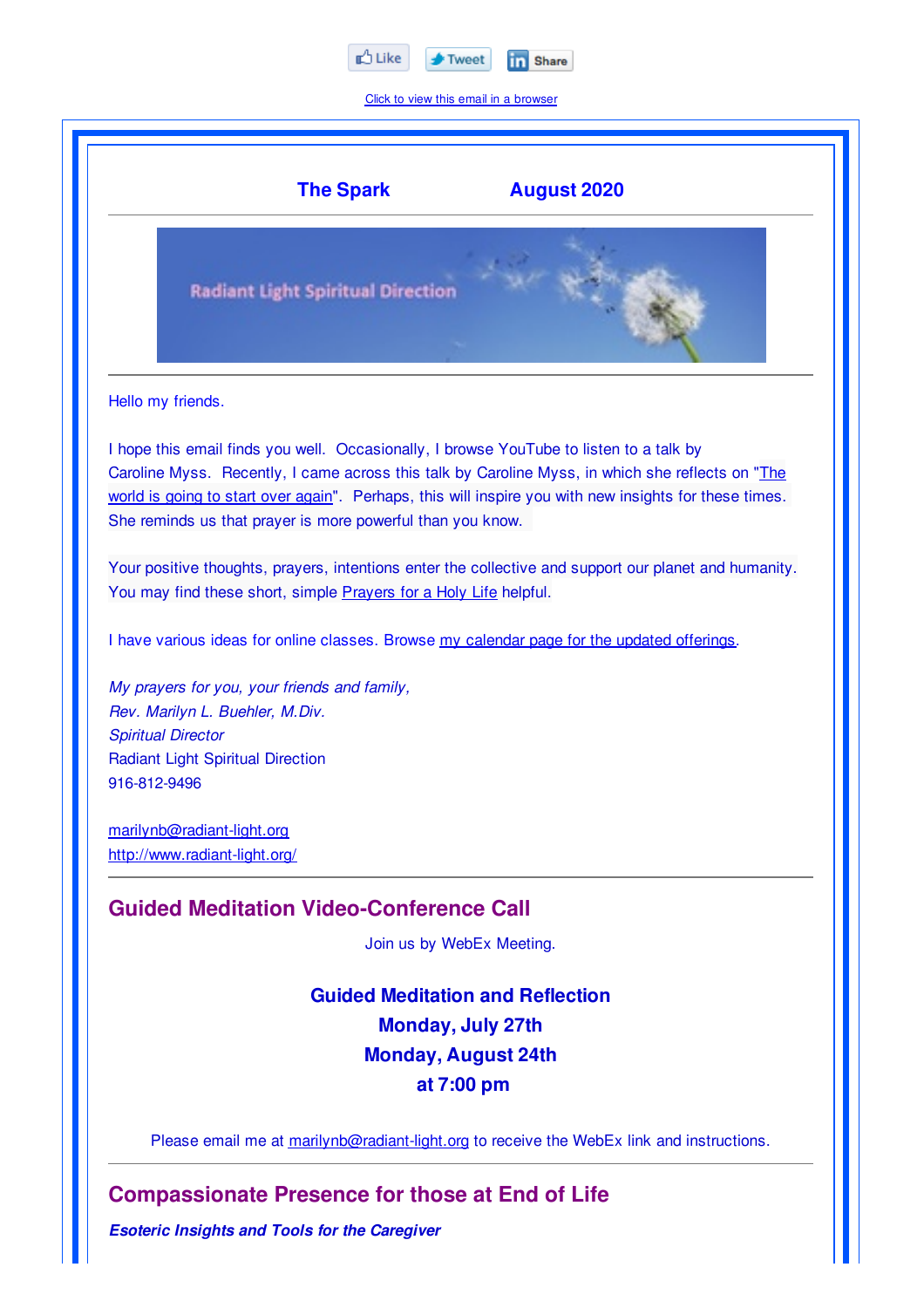Like Tweet Share

Click to view this email in a browser

**The Spark August 2020**

Radiant Light Spiritual Direction

Hello my friends.

I hope this email finds you well. Occasionally, I browse YouTube to listen to a talk by Caroline Myss. Recently, I came across this talk by Caroline Myss, in which she reflects on "The world is going to start over again". Perhaps, this will inspire you with new insights for these times. She reminds us that prayer is more powerful than you know.

Your positive thoughts, prayers, intentions enter the collective and support our planet and humanity. You may find these short, simple Prayers for a Holy Life helpful.

I have various ideas for online classes. Browse my calendar page for the updated offerings.

*My prayers for you, your friends and family,*
*Rev. Marilyn L. Buehler, M.Div.*
*Spiritual Director*
Radiant Light Spiritual Direction
916-812-9496

marilynb@radiant-light.org
http://www.radiant-light.org/

## Guided Meditation Video-Conference Call

Join us by WebEx Meeting.

**Guided Meditation and Reflection**
**Monday, July 27th**
**Monday, August 24th**
**at 7:00 pm**

Please email me at marilynb@radiant-light.org to receive the WebEx link and instructions.

## Compassionate Presence for those at End of Life

***Esoteric Insights and Tools for the Caregiver***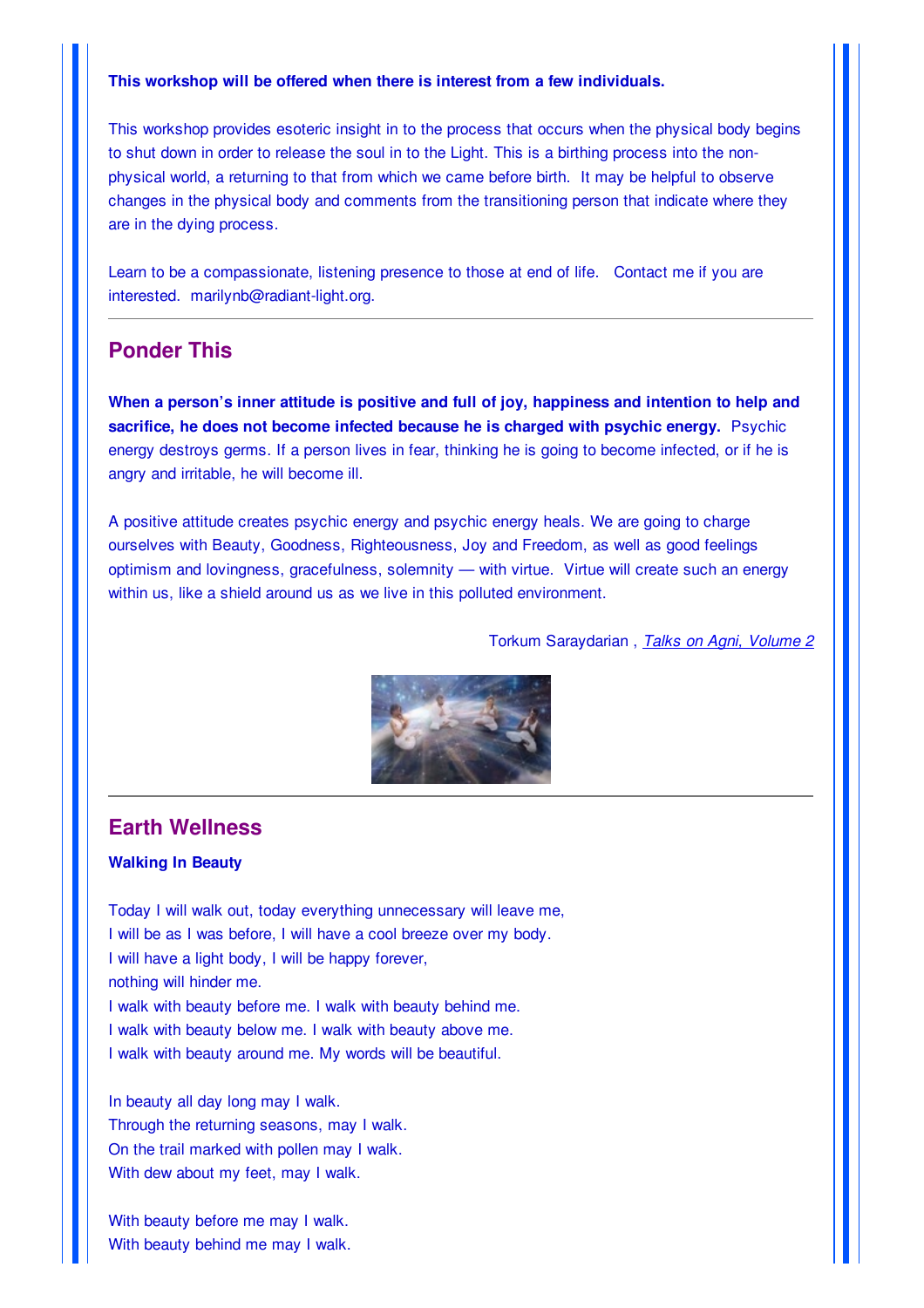**This workshop will be offered when there is interest from a few individuals.**

This workshop provides esoteric insight in to the process that occurs when the physical body begins to shut down in order to release the soul in to the Light. This is a birthing process into the non-physical world, a returning to that from which we came before birth. It may be helpful to observe changes in the physical body and comments from the transitioning person that indicate where they are in the dying process.

Learn to be a compassionate, listening presence to those at end of life. Contact me if you are interested. marilynb@radiant-light.org.

---

## Ponder This

**When a person's inner attitude is positive and full of joy, happiness and intention to help and sacrifice, he does not become infected because he is charged with psychic energy.** Psychic energy destroys germs. If a person lives in fear, thinking he is going to become infected, or if he is angry and irritable, he will become ill.

A positive attitude creates psychic energy and psychic energy heals. We are going to charge ourselves with Beauty, Goodness, Righteousness, Joy and Freedom, as well as good feelings optimism and lovingness, gracefulness, solemnity — with virtue. Virtue will create such an energy within us, like a shield around us as we live in this polluted environment.

Torkum Saraydarian , *Talks on Agni, Volume 2*

---

## Earth Wellness

**Walking In Beauty**

Today I will walk out, today everything unnecessary will leave me,
I will be as I was before, I will have a cool breeze over my body.
I will have a light body, I will be happy forever,
nothing will hinder me.
I walk with beauty before me. I walk with beauty behind me.
I walk with beauty below me. I walk with beauty above me.
I walk with beauty around me. My words will be beautiful.

In beauty all day long may I walk.
Through the returning seasons, may I walk.
On the trail marked with pollen may I walk.
With dew about my feet, may I walk.

With beauty before me may I walk.
With beauty behind me may I walk.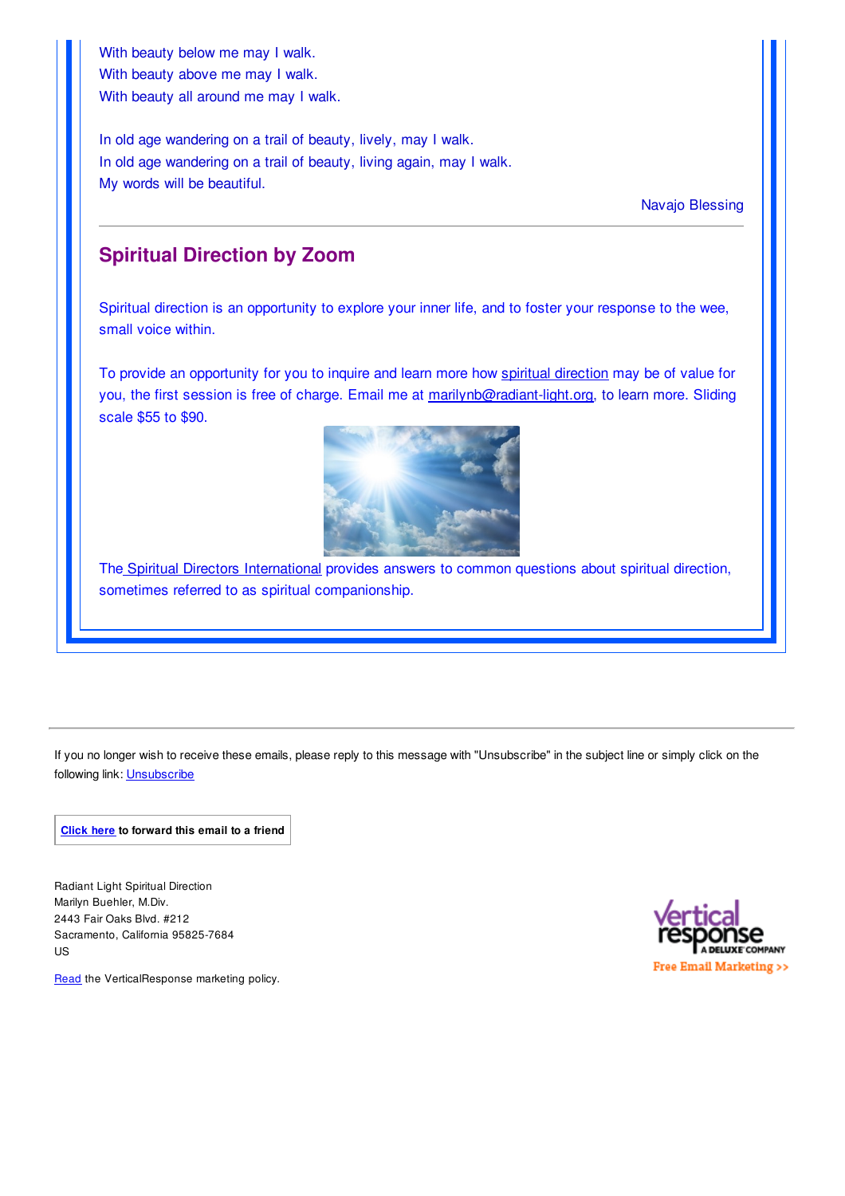With beauty below me may I walk.
With beauty above me may I walk.
With beauty all around me may I walk.

In old age wandering on a trail of beauty, lively, may I walk.
In old age wandering on a trail of beauty, living again, may I walk.
My words will be beautiful.

Navajo Blessing

---

## Spiritual Direction by Zoom

Spiritual direction is an opportunity to explore your inner life, and to foster your response to the wee, small voice within.

To provide an opportunity for you to inquire and learn more how spiritual direction may be of value for you, the first session is free of charge. Email me at marilynb@radiant-light.org, to learn more. Sliding scale $55 to $90.

The Spiritual Directors International provides answers to common questions about spiritual direction, sometimes referred to as spiritual companionship.

---

If you no longer wish to receive these emails, please reply to this message with "Unsubscribe" in the subject line or simply click on the following link: Unsubscribe

**Click here to forward this email to a friend**

Radiant Light Spiritual Direction
Marilyn Buehler, M.Div.
2443 Fair Oaks Blvd. #212
Sacramento, California 95825-7684
US

Read the VerticalResponse marketing policy.

Vertical response A DELUXE COMPANY
Free Email Marketing >>